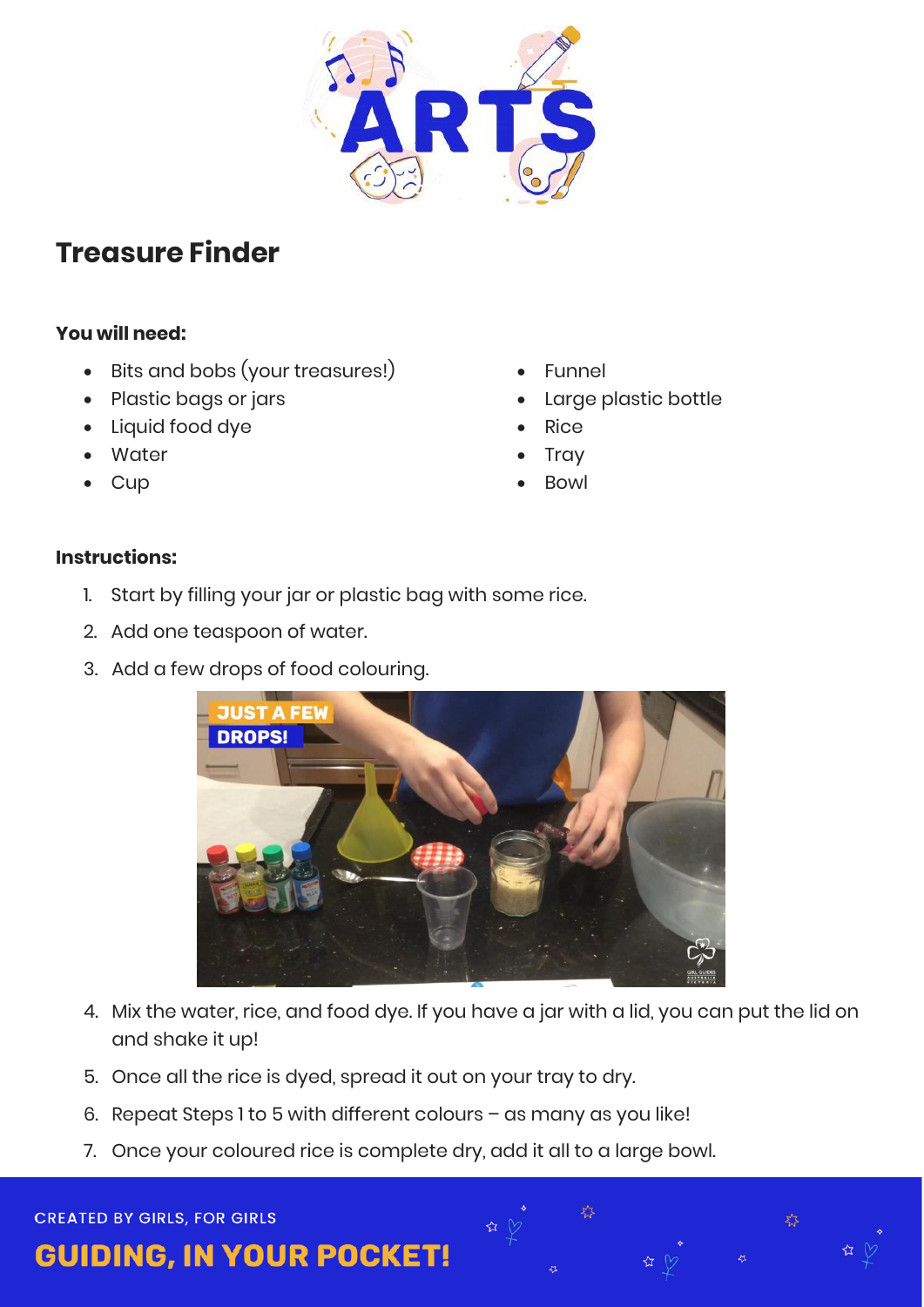# Treasure Finder

**You will need:**

- Bits and bobs (your treasures!)
- Plastic bags or jars
- Liquid food dye
- Water
- Cup
- Funnel
- Large plastic bottle
- Rice
- Tray
- Bowl

**Instructions:**

1. Start by filling your jar or plastic bag with some rice.
2. Add one teaspoon of water.
3. Add a few drops of food colouring.
4. Mix the water, rice, and food dye. If you have a jar with a lid, you can put the lid on and shake it up!
5. Once all the rice is dyed, spread it out on your tray to dry.
6. Repeat Steps 1 to 5 with different colours – as many as you like!
7. Once your coloured rice is complete dry, add it all to a large bowl.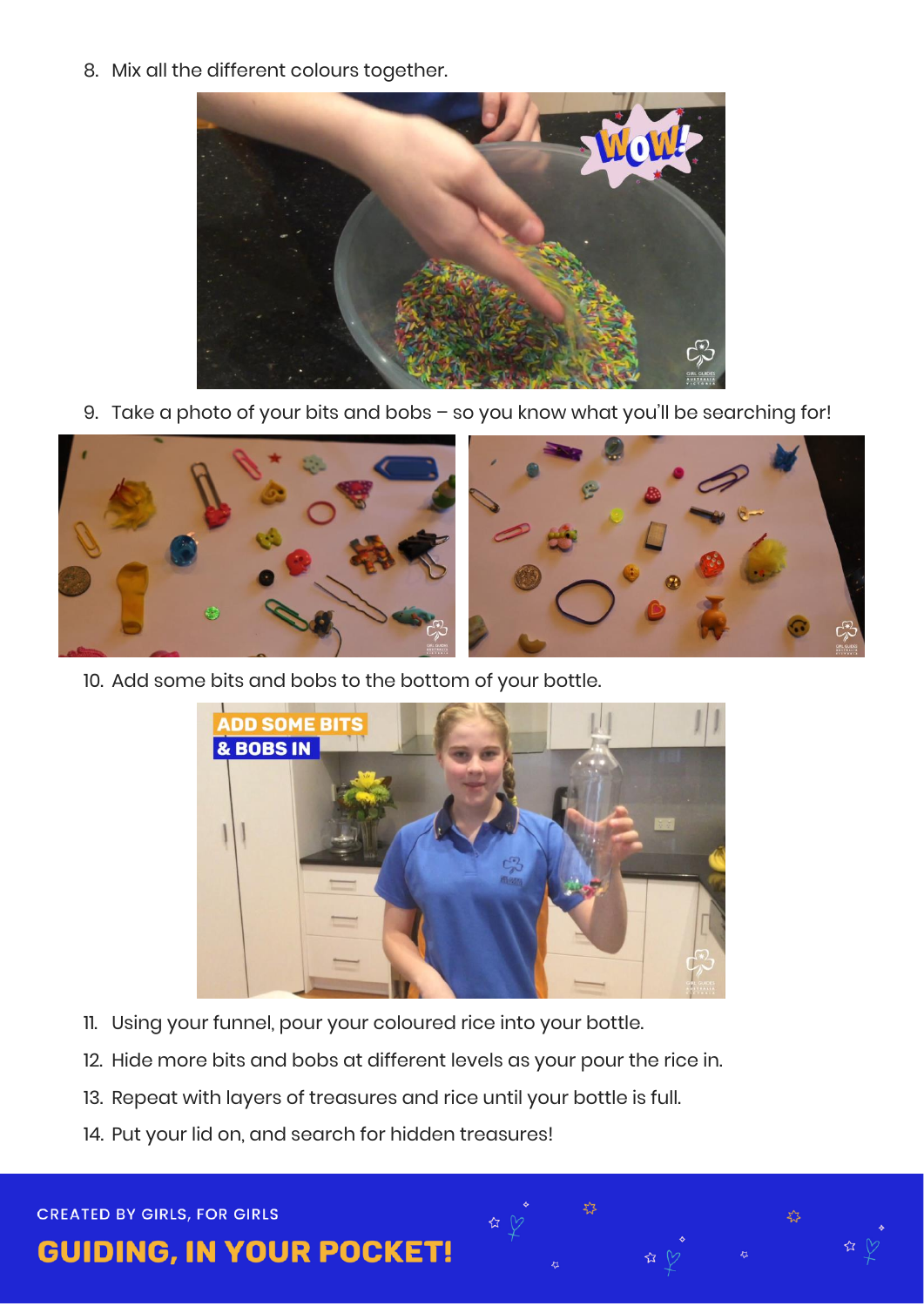8. Mix all the different colours together.

9. Take a photo of your bits and bobs – so you know what you'll be searching for!

10. Add some bits and bobs to the bottom of your bottle.

11. Using your funnel, pour your coloured rice into your bottle.

12. Hide more bits and bobs at different levels as your pour the rice in.

13. Repeat with layers of treasures and rice until your bottle is full.

14. Put your lid on, and search for hidden treasures!

CREATED BY GIRLS, FOR GIRLS

**GUIDING, IN YOUR POCKET!**